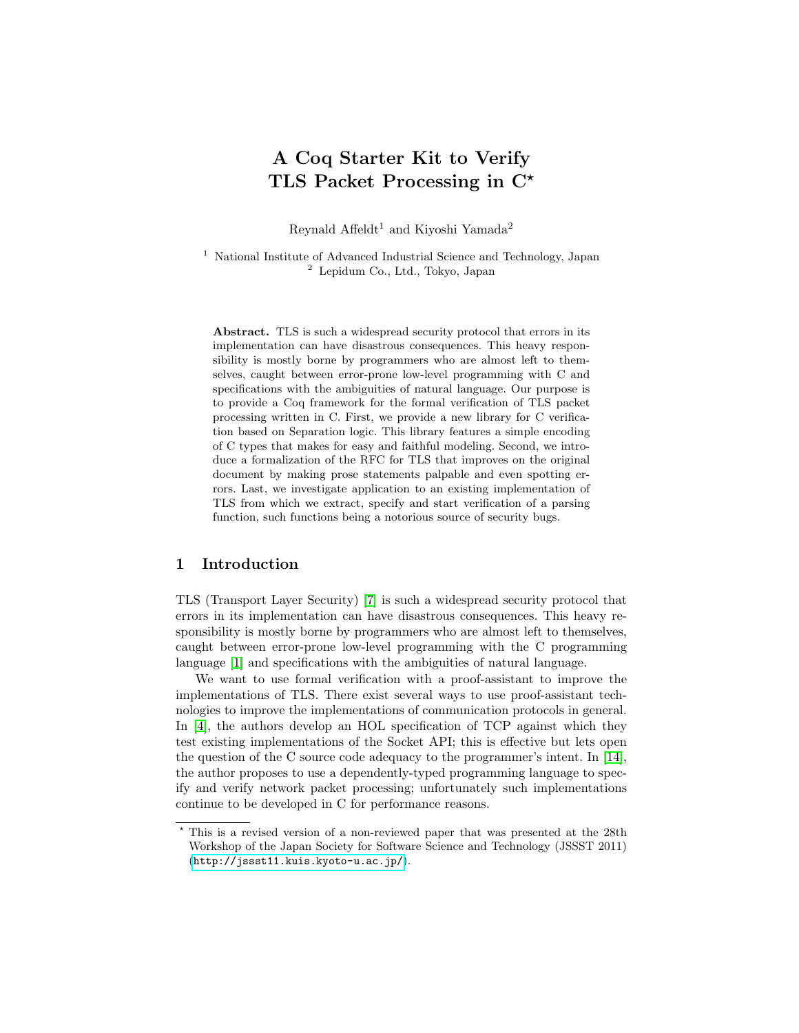# A Coq Starter Kit to Verify TLS Packet Processing in C*

Reynald Affeldt[1] and Kiyoshi Yamada[2]

[1] National Institute of Advanced Industrial Science and Technology, Japan
[2] Lepidum Co., Ltd., Tokyo, Japan

**Abstract.** TLS is such a widespread security protocol that errors in its implementation can have disastrous consequences. This heavy responsibility is mostly borne by programmers who are almost left to themselves, caught between error-prone low-level programming with C and specifications with the ambiguities of natural language. Our purpose is to provide a Coq framework for the formal verification of TLS packet processing written in C. First, we provide a new library for C verification based on Separation logic. This library features a simple encoding of C types that makes for easy and faithful modeling. Second, we introduce a formalization of the RFC for TLS that improves on the original document by making prose statements palpable and even spotting errors. Last, we investigate application to an existing implementation of TLS from which we extract, specify and start verification of a parsing function, such functions being a notorious source of security bugs.

## 1 Introduction

TLS (Transport Layer Security) [7] is such a widespread security protocol that errors in its implementation can have disastrous consequences. This heavy responsibility is mostly borne by programmers who are almost left to themselves, caught between error-prone low-level programming with the C programming language [1] and specifications with the ambiguities of natural language.

We want to use formal verification with a proof-assistant to improve the implementations of TLS. There exist several ways to use proof-assistant technologies to improve the implementations of communication protocols in general. In [4], the authors develop an HOL specification of TCP against which they test existing implementations of the Socket API; this is effective but lets open the question of the C source code adequacy to the programmer's intent. In [14], the author proposes to use a dependently-typed programming language to specify and verify network packet processing; unfortunately such implementations continue to be developed in C for performance reasons.

\* This is a revised version of a non-reviewed paper that was presented at the 28th Workshop of the Japan Society for Software Science and Technology (JSSST 2011) (http://jssst11.kuis.kyoto-u.ac.jp/).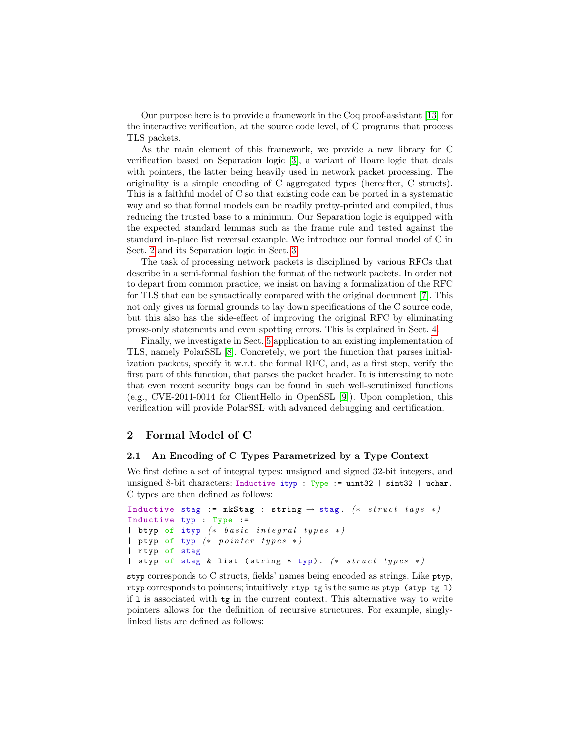Our purpose here is to provide a framework in the Coq proof-assistant [13] for the interactive verification, at the source code level, of C programs that process TLS packets.

As the main element of this framework, we provide a new library for C verification based on Separation logic [3], a variant of Hoare logic that deals with pointers, the latter being heavily used in network packet processing. The originality is a simple encoding of C aggregated types (hereafter, C structs). This is a faithful model of C so that existing code can be ported in a systematic way and so that formal models can be readily pretty-printed and compiled, thus reducing the trusted base to a minimum. Our Separation logic is equipped with the expected standard lemmas such as the frame rule and tested against the standard in-place list reversal example. We introduce our formal model of C in Sect. 2 and its Separation logic in Sect. 3.

The task of processing network packets is disciplined by various RFCs that describe in a semi-formal fashion the format of the network packets. In order not to depart from common practice, we insist on having a formalization of the RFC for TLS that can be syntactically compared with the original document [7]. This not only gives us formal grounds to lay down specifications of the C source code, but this also has the side-effect of improving the original RFC by eliminating prose-only statements and even spotting errors. This is explained in Sect. 4.

Finally, we investigate in Sect. 5 application to an existing implementation of TLS, namely PolarSSL [8]. Concretely, we port the function that parses initialization packets, specify it w.r.t. the formal RFC, and, as a first step, verify the first part of this function, that parses the packet header. It is interesting to note that even recent security bugs can be found in such well-scrutinized functions (e.g., CVE-2011-0014 for ClientHello in OpenSSL [9]). Upon completion, this verification will provide PolarSSL with advanced debugging and certification.

## 2 Formal Model of C

### 2.1 An Encoding of C Types Parametrized by a Type Context

We first define a set of integral types: unsigned and signed 32-bit integers, and unsigned 8-bit characters: `Inductive ityp : Type := uint32 | sint32 | uchar.` C types are then defined as follows:

```
Inductive stag := mkStag : string → stag. (* struct tags *)
Inductive typ : Type :=
| btyp of ityp (* basic integral types *)
| ptyp of typ (* pointer types *)
| rtyp of stag
| styp of stag & list (string * typ). (* struct types *)
```

`styp` corresponds to C structs, fields' names being encoded as strings. Like `ptyp`, `rtyp` corresponds to pointers; intuitively, `rtyp tg` is the same as `ptyp (styp tg l)` if `l` is associated with `tg` in the current context. This alternative way to write pointers allows for the definition of recursive structures. For example, singly-linked lists are defined as follows: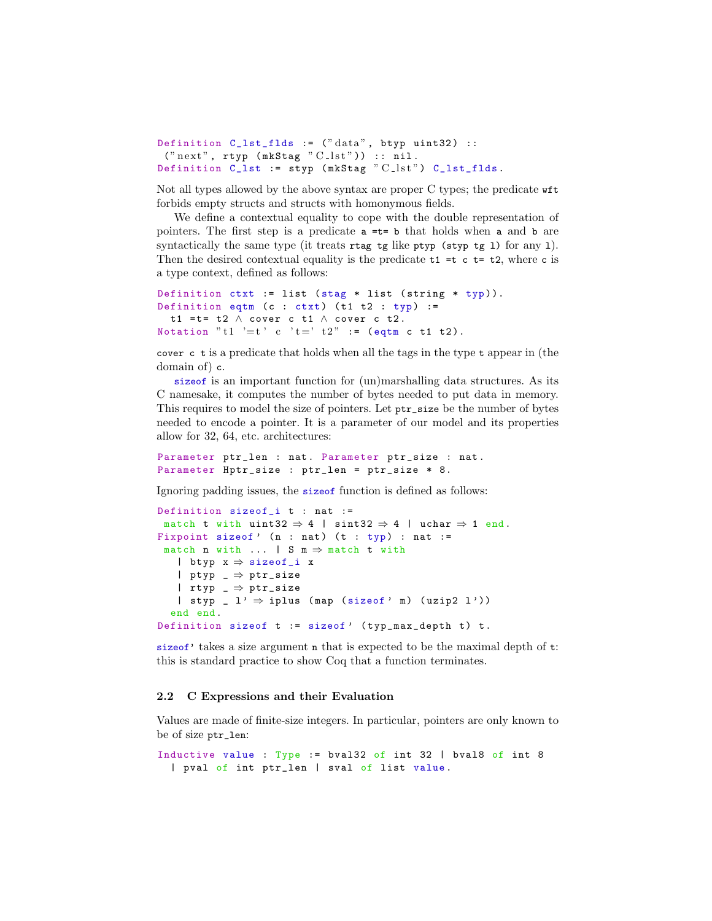```
Definition C_lst_flds := ("data", btyp uint32) ::
 ("next", rtyp (mkStag "C_lst")) :: nil.
Definition C_lst := styp (mkStag "C_lst") C_lst_flds.
```

Not all types allowed by the above syntax are proper C types; the predicate `wft` forbids empty structs and structs with homonymous fields.

We define a contextual equality to cope with the double representation of pointers. The first step is a predicate `a =t= b` that holds when `a` and `b` are syntactically the same type (it treats `rtag tg` like `ptyp (styp tg l)` for any `l`). Then the desired contextual equality is the predicate `t1 =t c t= t2`, where `c` is a type context, defined as follows:

```
Definition ctxt := list (stag * list (string * typ)).
Definition eqtm (c : ctxt) (t1 t2 : typ) :=
  t1 =t= t2 ∧ cover c t1 ∧ cover c t2.
Notation "t1 '=t' c 't=' t2" := (eqtm c t1 t2).
```

`cover c t` is a predicate that holds when all the tags in the type `t` appear in (the domain of) `c`.

`sizeof` is an important function for (un)marshalling data structures. As its C namesake, it computes the number of bytes needed to put data in memory. This requires to model the size of pointers. Let `ptr_size` be the number of bytes needed to encode a pointer. It is a parameter of our model and its properties allow for 32, 64, etc. architectures:

```
Parameter ptr_len : nat. Parameter ptr_size : nat.
Parameter Hptr_size : ptr_len = ptr_size * 8.
```

Ignoring padding issues, the `sizeof` function is defined as follows:

```
Definition sizeof_i t : nat :=
 match t with uint32 ⇒ 4 | sint32 ⇒ 4 | uchar ⇒ 1 end.
Fixpoint sizeof' (n : nat) (t : typ) : nat :=
 match n with ... | S m ⇒ match t with
   | btyp x ⇒ sizeof_i x
   | ptyp _ ⇒ ptr_size
   | rtyp _ ⇒ ptr_size
   | styp _ l' ⇒ iplus (map (sizeof' m) (uzip2 l'))
  end end.
Definition sizeof t := sizeof' (typ_max_depth t) t.
```

`sizeof'` takes a size argument `n` that is expected to be the maximal depth of `t`: this is standard practice to show Coq that a function terminates.

### 2.2 C Expressions and their Evaluation

Values are made of finite-size integers. In particular, pointers are only known to be of size `ptr_len`:

```
Inductive value : Type := bval32 of int 32 | bval8 of int 8
  | pval of int ptr_len | sval of list value.
```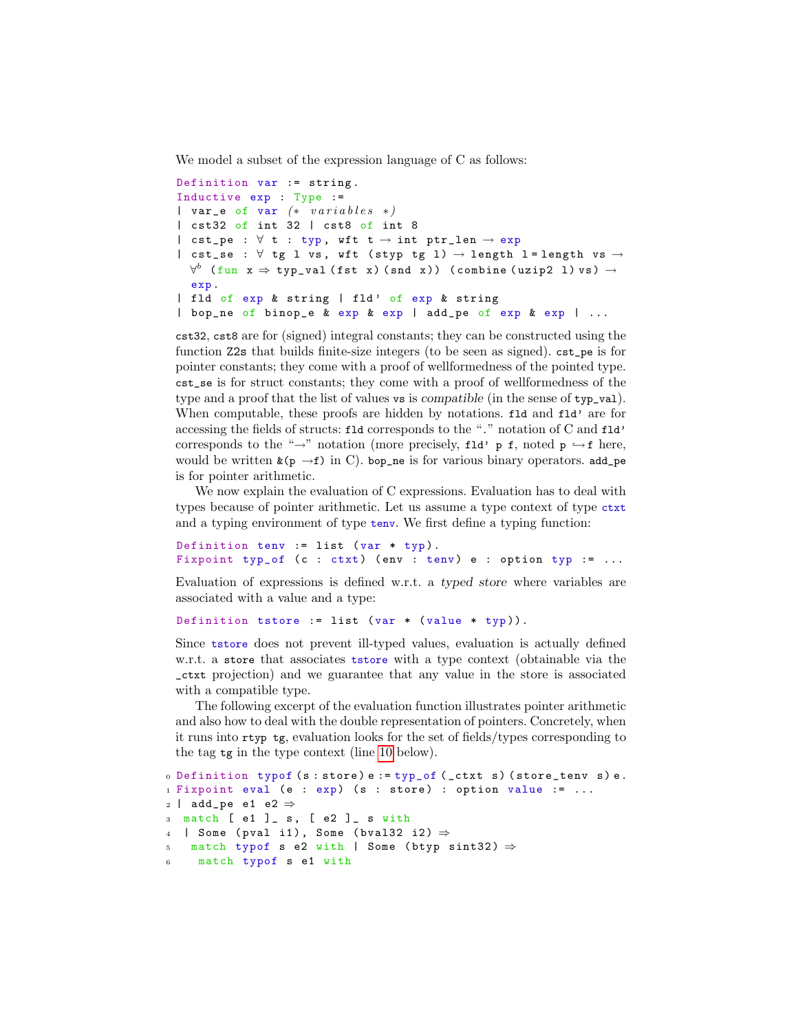We model a subset of the expression language of C as follows:

```
Definition var := string.
Inductive exp : Type :=
| var_e of var (* variables *)
| cst32 of int 32 | cst8 of int 8
| cst_pe : ∀ t : typ, wft t → int ptr_len → exp
| cst_se : ∀ tg l vs, wft (styp tg l) → length l = length vs →
  ∀ᵇ (fun x ⇒ typ_val (fst x) (snd x)) (combine (uzip2 l) vs) →
  exp.
| fld of exp & string | fld' of exp & string
| bop_ne of binop_e & exp & exp | add_pe of exp & exp | ...
```

`cst32`, `cst8` are for (signed) integral constants; they can be constructed using the function `Z2s` that builds finite-size integers (to be seen as signed). `cst_pe` is for pointer constants; they come with a proof of wellformedness of the pointed type. `cst_se` is for struct constants; they come with a proof of wellformedness of the type and a proof that the list of values `vs` is *compatible* (in the sense of `typ_val`). When computable, these proofs are hidden by notations. `fld` and `fld'` are for accessing the fields of structs: `fld` corresponds to the "." notation of C and `fld'` corresponds to the "→" notation (more precisely, `fld' p f`, noted `p ↪f` here, would be written `&(p →f)` in C). `bop_ne` is for various binary operators. `add_pe` is for pointer arithmetic.

We now explain the evaluation of C expressions. Evaluation has to deal with types because of pointer arithmetic. Let us assume a type context of type `ctxt` and a typing environment of type `tenv`. We first define a typing function:

```
Definition tenv := list (var * typ).
Fixpoint typ_of (c : ctxt) (env : tenv) e : option typ := ...
```

Evaluation of expressions is defined w.r.t. a *typed store* where variables are associated with a value and a type:

```
Definition tstore := list (var * (value * typ)).
```

Since `tstore` does not prevent ill-typed values, evaluation is actually defined w.r.t. a `store` that associates `tstore` with a type context (obtainable via the `_ctxt` projection) and we guarantee that any value in the store is associated with a compatible type.

The following excerpt of the evaluation function illustrates pointer arithmetic and also how to deal with the double representation of pointers. Concretely, when it runs into `rtyp tg`, evaluation looks for the set of fields/types corresponding to the tag `tg` in the type context (line 10 below).

```
0 Definition typof (s : store) e := typ_of (_ctxt s) (store_tenv s) e.
1 Fixpoint eval (e : exp) (s : store) : option value := ...
2 | add_pe e1 e2 ⇒
3  match [ e1 ]_ s, [ e2 ]_ s with
4  | Some (pval i1), Some (bval32 i2) ⇒
5   match typof s e2 with | Some (btyp sint32) ⇒
6    match typof s e1 with
```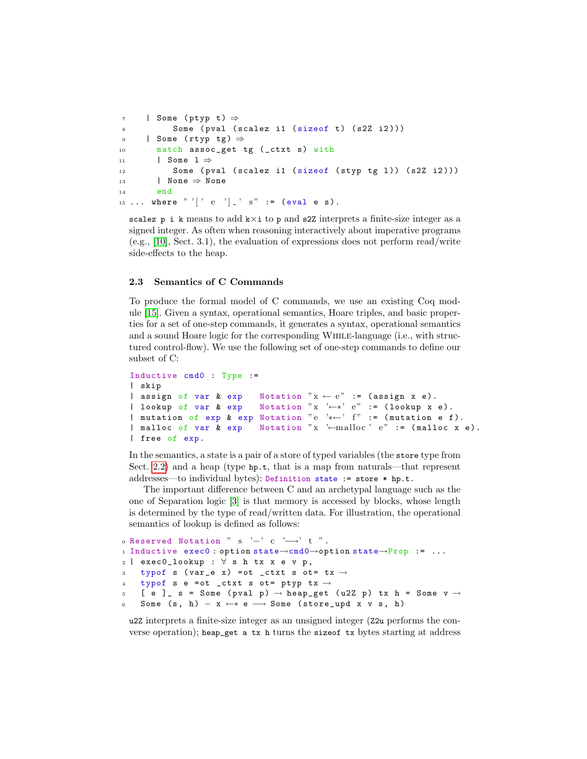```
7     | Some (ptyp t) ⇒
8         Some (pval (scalez i1 (sizeof t) (s2Z i2)))
9     | Some (rtyp tg) ⇒
10      match assoc_get tg (_ctxt s) with
11      | Some l ⇒
12          Some (pval (scalez i1 (sizeof (styp tg l)) (s2Z i2)))
13      | None ⇒ None
14      end
15 ... where "'[' e ']_' s" := (eval e s).
```

`scalez p i k` means to add `k×i` to `p` and `s2Z` interprets a finite-size integer as a signed integer. As often when reasoning interactively about imperative programs (e.g., [10], Sect. 3.1), the evaluation of expressions does not perform read/write side-effects to the heap.

### 2.3 Semantics of C Commands

To produce the formal model of C commands, we use an existing Coq module [15]. Given a syntax, operational semantics, Hoare triples, and basic properties for a set of one-step commands, it generates a syntax, operational semantics and a sound Hoare logic for the corresponding WHILE-language (i.e., with structured control-flow). We use the following set of one-step commands to define our subset of C:

```
Inductive cmd0 : Type :=
| skip
| assign of var & exp   Notation "x ← e" := (assign x e).
| lookup of var & exp   Notation "x '←*' e" := (lookup x e).
| mutation of exp & exp Notation "e '*←' f" := (mutation e f).
| malloc of var & exp   Notation "x '←malloc' e" := (malloc x e).
| free of exp.
```

In the semantics, a state is a pair of a store of typed variables (the `store` type from Sect. 2.2) and a heap (type `hp.t`, that is a map from naturals—that represent addresses—to individual bytes): `Definition state := store * hp.t.`

The important difference between C and an archetypal language such as the one of Separation logic [3] is that memory is accessed by blocks, whose length is determined by the type of read/written data. For illustration, the operational semantics of lookup is defined as follows:

```
0 Reserved Notation " s '-' c '⟶' t ".
1 Inductive exec0 : option state→cmd0→option state→Prop := ...
2 | exec0_lookup : ∀ s h tx x e v p,
3   typof s (var_e x) =ot _ctxt s ot= tx →
4   typof s e =ot _ctxt s ot= ptyp tx →
5   [ e ]_ s = Some (pval p) → heap_get (u2Z p) tx h = Some v →
6   Some (s, h) - x ←* e ⟶ Some (store_upd x v s, h)
```

`u2Z` interprets a finite-size integer as an unsigned integer (`Z2u` performs the converse operation); `heap_get a tx h` turns the `sizeof tx` bytes starting at address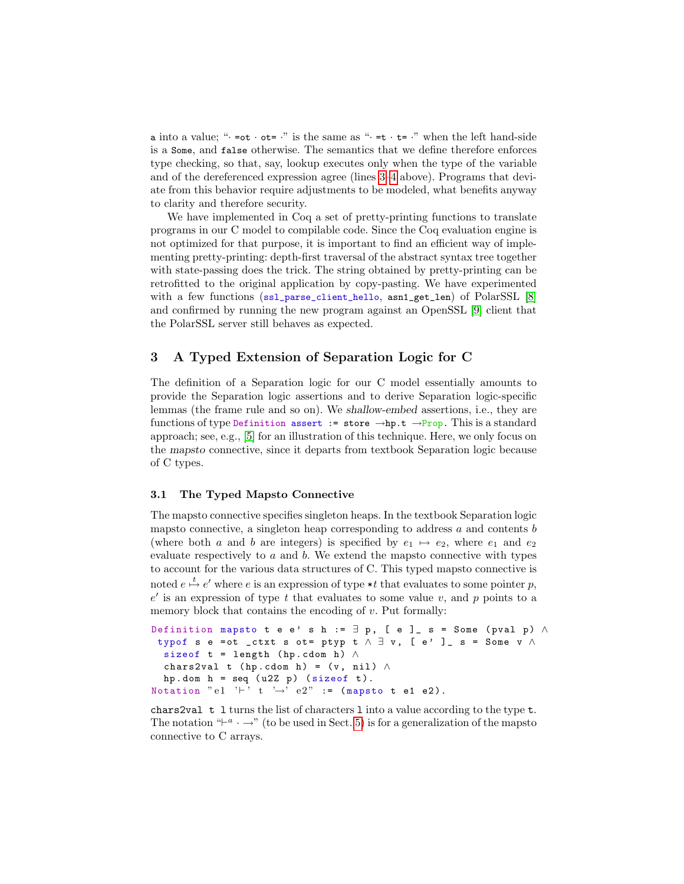a into a value; "· =ot · ot= ·" is the same as "· =t · t= ·" when the left hand-side is a Some, and false otherwise. The semantics that we define therefore enforces type checking, so that, say, lookup executes only when the type of the variable and of the dereferenced expression agree (lines 3–4 above). Programs that deviate from this behavior require adjustments to be modeled, what benefits anyway to clarity and therefore security.

We have implemented in Coq a set of pretty-printing functions to translate programs in our C model to compilable code. Since the Coq evaluation engine is not optimized for that purpose, it is important to find an efficient way of implementing pretty-printing: depth-first traversal of the abstract syntax tree together with state-passing does the trick. The string obtained by pretty-printing can be retrofitted to the original application by copy-pasting. We have experimented with a few functions (ssl_parse_client_hello, asn1_get_len) of PolarSSL [8] and confirmed by running the new program against an OpenSSL [9] client that the PolarSSL server still behaves as expected.

## 3 A Typed Extension of Separation Logic for C

The definition of a Separation logic for our C model essentially amounts to provide the Separation logic assertions and to derive Separation logic-specific lemmas (the frame rule and so on). We *shallow-embed* assertions, i.e., they are functions of type `Definition assert := store →hp.t →Prop`. This is a standard approach; see, e.g., [5] for an illustration of this technique. Here, we only focus on the *mapsto* connective, since it departs from textbook Separation logic because of C types.

### 3.1 The Typed Mapsto Connective

The mapsto connective specifies singleton heaps. In the textbook Separation logic mapsto connective, a singleton heap corresponding to address $a$ and contents $b$ (where both $a$ and $b$ are integers) is specified by $e_1 \mapsto e_2$, where $e_1$ and $e_2$ evaluate respectively to $a$ and $b$. We extend the mapsto connective with types to account for the various data structures of C. This typed mapsto connective is noted $e \overset{t}{\mapsto} e'$ where $e$ is an expression of type $*t$ that evaluates to some pointer $p$, $e'$ is an expression of type $t$ that evaluates to some value $v$, and $p$ points to a memory block that contains the encoding of $v$. Put formally:

```
Definition mapsto t e e' s h := ∃ p, [ e ]_ s = Some (pval p) ∧
 typof s e =ot _ctxt s ot= ptyp t ∧ ∃ v, [ e' ]_ s = Some v ∧
  sizeof t = length (hp.cdom h) ∧
  chars2val t (hp.cdom h) = (v, nil) ∧
  hp.dom h = seq (u2Z p) (sizeof t).
Notation "e1 '⊢' t '→' e2" := (mapsto t e1 e2).
```

`chars2val t l` turns the list of characters `l` into a value according to the type `t`. The notation "$\vdash^a \cdot \rightarrow$" (to be used in Sect. 5) is for a generalization of the mapsto connective to C arrays.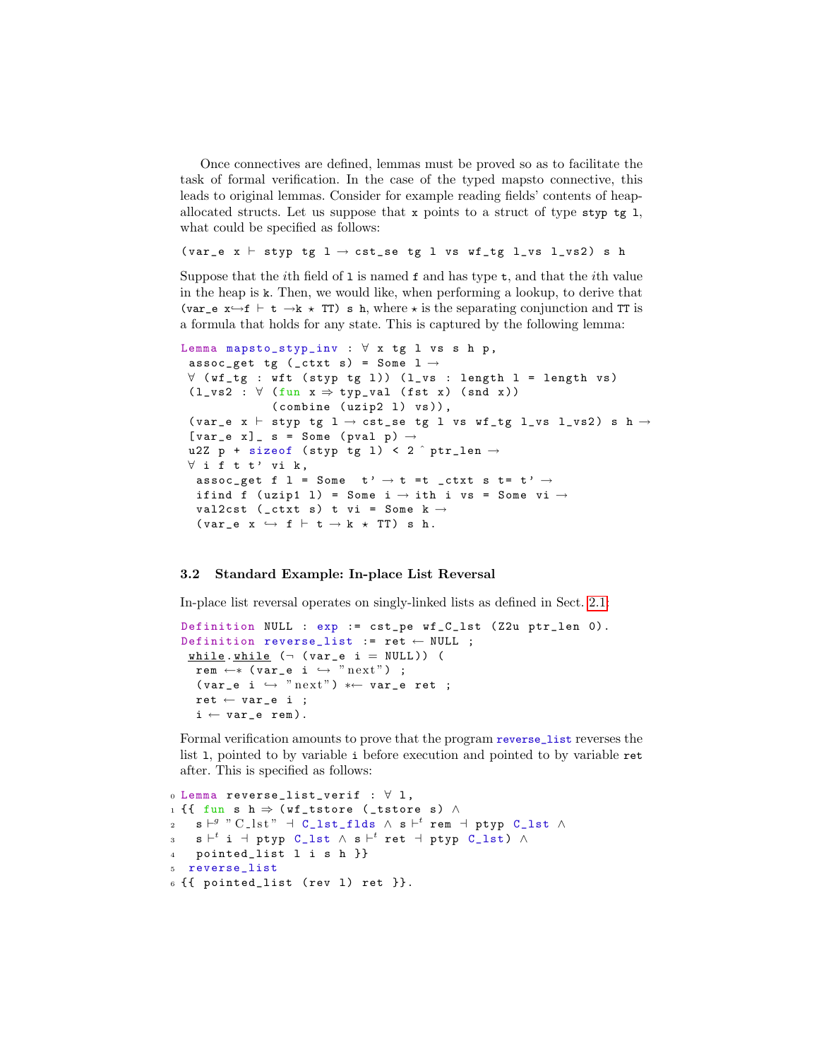Once connectives are defined, lemmas must be proved so as to facilitate the task of formal verification. In the case of the typed mapsto connective, this leads to original lemmas. Consider for example reading fields' contents of heap-allocated structs. Let us suppose that `x` points to a struct of type `styp tg l`, what could be specified as follows:

```
(var_e x ⊢ styp tg l → cst_se tg l vs wf_tg l_vs l_vs2) s h
```

Suppose that the $i$th field of `l` is named `f` and has type `t`, and that the $i$th value in the heap is `k`. Then, we would like, when performing a lookup, to derive that `(var_e x↪f ⊢ t →k ⋆ TT) s h`, where ⋆ is the separating conjunction and `TT` is a formula that holds for any state. This is captured by the following lemma:

```
Lemma mapsto_styp_inv : ∀ x tg l vs s h p,
 assoc_get tg (_ctxt s) = Some l →
 ∀ (wf_tg : wft (styp tg l)) (l_vs : length l = length vs)
 (l_vs2 : ∀ (fun x ⇒ typ_val (fst x) (snd x))
           (combine (uzip2 l) vs)),
 (var_e x ⊢ styp tg l → cst_se tg l vs wf_tg l_vs l_vs2) s h →
 [var_e x]_ s = Some (pval p) →
 u2Z p + sizeof (styp tg l) < 2 ^ ptr_len →
 ∀ i f t t' vi k,
  assoc_get f l = Some  t' → t =t _ctxt s t= t' →
  ifind f (uzip1 l) = Some i → ith i vs = Some vi →
  val2cst (_ctxt s) t vi = Some k →
  (var_e x ↪ f ⊢ t → k ⋆ TT) s h.
```

### 3.2 Standard Example: In-place List Reversal

In-place list reversal operates on singly-linked lists as defined in Sect. 2.1:

```
Definition NULL : exp := cst_pe wf_C_lst (Z2u ptr_len 0).
Definition reverse_list := ret ← NULL ;
 while.while (¬ (var_e i = NULL)) (
  rem ←* (var_e i ↪ "next") ;
  (var_e i ↪ "next") *← var_e ret ;
  ret ← var_e i ;
  i ← var_e rem).
```

Formal verification amounts to prove that the program `reverse_list` reverses the list `l`, pointed to by variable `i` before execution and pointed to by variable `ret` after. This is specified as follows:

```
0 Lemma reverse_list_verif : ∀ l,
1 {{ fun s h ⇒ (wf_tstore (_tstore s) ∧
2   s ⊢g "C_lst" ⊣ C_lst_flds ∧ s ⊢t rem ⊣ ptyp C_lst ∧
3   s ⊢t i ⊣ ptyp C_lst ∧ s ⊢t ret ⊣ ptyp C_lst) ∧
4   pointed_list l i s h }}
5  reverse_list
6 {{ pointed_list (rev l) ret }}.
```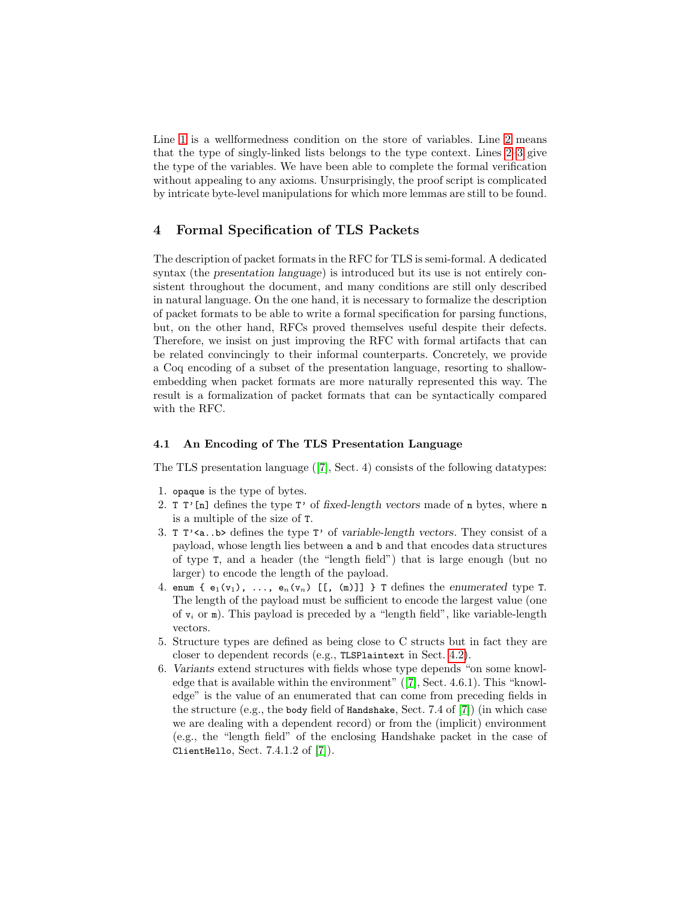Line 1 is a wellformedness condition on the store of variables. Line 2 means that the type of singly-linked lists belongs to the type context. Lines 2–3 give the type of the variables. We have been able to complete the formal verification without appealing to any axioms. Unsurprisingly, the proof script is complicated by intricate byte-level manipulations for which more lemmas are still to be found.

## 4 Formal Specification of TLS Packets

The description of packet formats in the RFC for TLS is semi-formal. A dedicated syntax (the *presentation language*) is introduced but its use is not entirely consistent throughout the document, and many conditions are still only described in natural language. On the one hand, it is necessary to formalize the description of packet formats to be able to write a formal specification for parsing functions, but, on the other hand, RFCs proved themselves useful despite their defects. Therefore, we insist on just improving the RFC with formal artifacts that can be related convincingly to their informal counterparts. Concretely, we provide a Coq encoding of a subset of the presentation language, resorting to shallow-embedding when packet formats are more naturally represented this way. The result is a formalization of packet formats that can be syntactically compared with the RFC.

### 4.1 An Encoding of The TLS Presentation Language

The TLS presentation language ([7], Sect. 4) consists of the following datatypes:

1. `opaque` is the type of bytes.
2. `T T'[n]` defines the type `T'` of *fixed-length vectors* made of `n` bytes, where `n` is a multiple of the size of `T`.
3. `T T'<a..b>` defines the type `T'` of *variable-length vectors*. They consist of a payload, whose length lies between `a` and `b` and that encodes data structures of type `T`, and a header (the "length field") that is large enough (but no larger) to encode the length of the payload.
4. `enum {` $e_1(v_1)$, ..., $e_n(v_n)$ `[[, (m)]] } T` defines the *enumerated* type `T`. The length of the payload must be sufficient to encode the largest value (one of $v_i$ or `m`). This payload is preceded by a "length field", like variable-length vectors.
5. Structure types are defined as being close to C structs but in fact they are closer to dependent records (e.g., `TLSPlaintext` in Sect. 4.2).
6. *Variants* extend structures with fields whose type depends "on some knowledge that is available within the environment" ([7], Sect. 4.6.1). This "knowledge" is the value of an enumerated that can come from preceding fields in the structure (e.g., the `body` field of `Handshake`, Sect. 7.4 of [7]) (in which case we are dealing with a dependent record) or from the (implicit) environment (e.g., the "length field" of the enclosing Handshake packet in the case of `ClientHello`, Sect. 7.4.1.2 of [7]).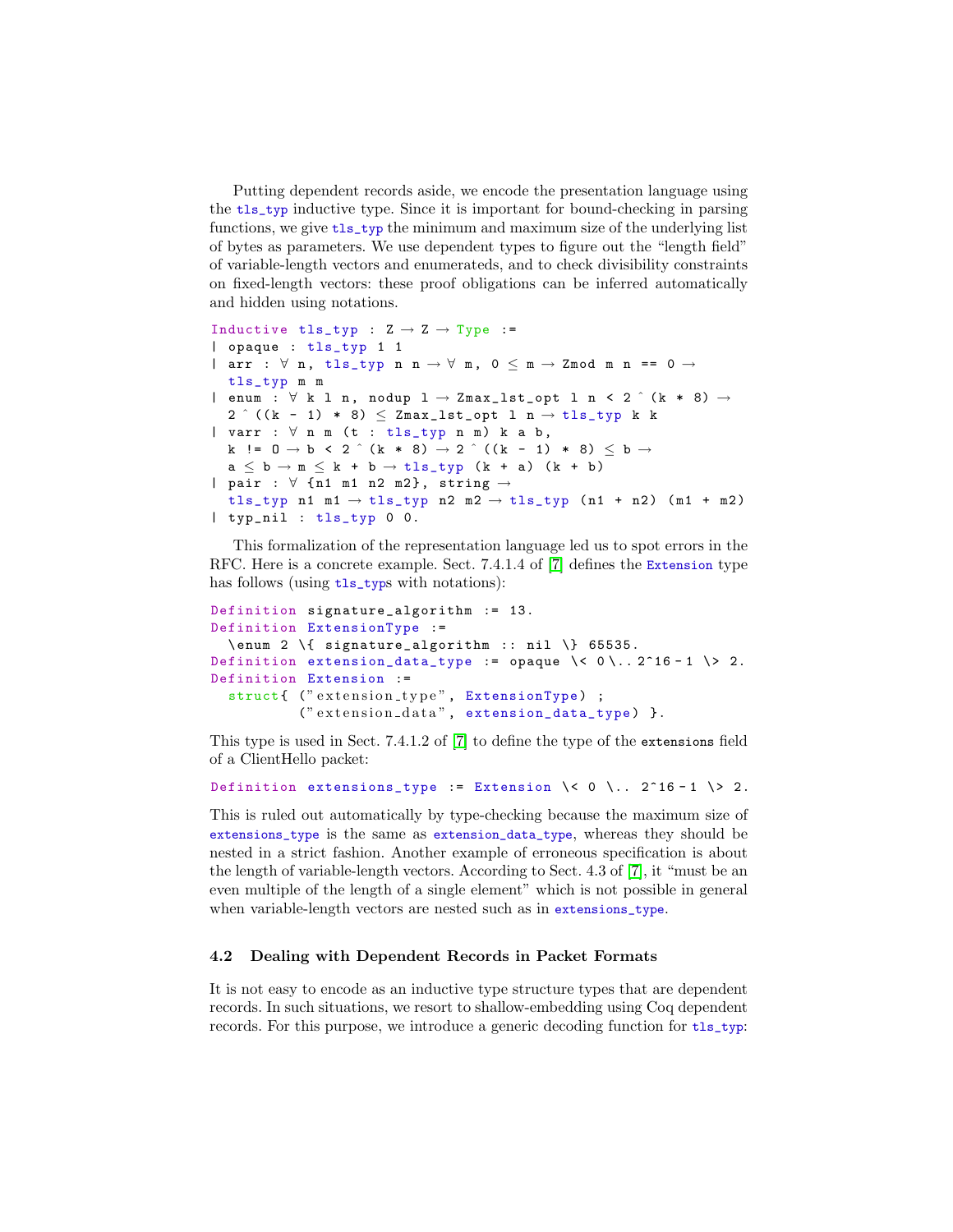Putting dependent records aside, we encode the presentation language using the `tls_typ` inductive type. Since it is important for bound-checking in parsing functions, we give `tls_typ` the minimum and maximum size of the underlying list of bytes as parameters. We use dependent types to figure out the "length field" of variable-length vectors and enumerateds, and to check divisibility constraints on fixed-length vectors: these proof obligations can be inferred automatically and hidden using notations.

```
Inductive tls_typ : Z → Z → Type :=
| opaque : tls_typ 1 1
| arr : ∀ n, tls_typ n n → ∀ m, 0 ≤ m → Zmod m n == 0 →
  tls_typ m m
| enum : ∀ k l n, nodup l → Zmax_lst_opt l n < 2 ^ (k * 8) →
  2 ^ ((k - 1) * 8) ≤ Zmax_lst_opt l n → tls_typ k k
| varr : ∀ n m (t : tls_typ n m) k a b,
  k != 0 → b < 2 ^ (k * 8) → 2 ^ ((k - 1) * 8) ≤ b →
  a ≤ b → m ≤ k + b → tls_typ (k + a) (k + b)
| pair : ∀ {n1 m1 n2 m2}, string →
  tls_typ n1 m1 → tls_typ n2 m2 → tls_typ (n1 + n2) (m1 + m2)
| typ_nil : tls_typ 0 0.
```

This formalization of the representation language led us to spot errors in the RFC. Here is a concrete example. Sect. 7.4.1.4 of [7] defines the `Extension` type has follows (using `tls_typ`s with notations):

```
Definition signature_algorithm := 13.
Definition ExtensionType :=
  \enum 2 \{ signature_algorithm :: nil \} 65535.
Definition extension_data_type := opaque \< 0 \.. 2^16-1 \> 2.
Definition Extension :=
  struct{ ("extension_type", ExtensionType) ;
          ("extension_data", extension_data_type) }.
```

This type is used in Sect. 7.4.1.2 of [7] to define the type of the `extensions` field of a ClientHello packet:

```
Definition extensions_type := Extension \< 0 \.. 2^16-1 \> 2.
```

This is ruled out automatically by type-checking because the maximum size of `extensions_type` is the same as `extension_data_type`, whereas they should be nested in a strict fashion. Another example of erroneous specification is about the length of variable-length vectors. According to Sect. 4.3 of [7], it "must be an even multiple of the length of a single element" which is not possible in general when variable-length vectors are nested such as in `extensions_type`.

### 4.2 Dealing with Dependent Records in Packet Formats

It is not easy to encode as an inductive type structure types that are dependent records. In such situations, we resort to shallow-embedding using Coq dependent records. For this purpose, we introduce a generic decoding function for `tls_typ`: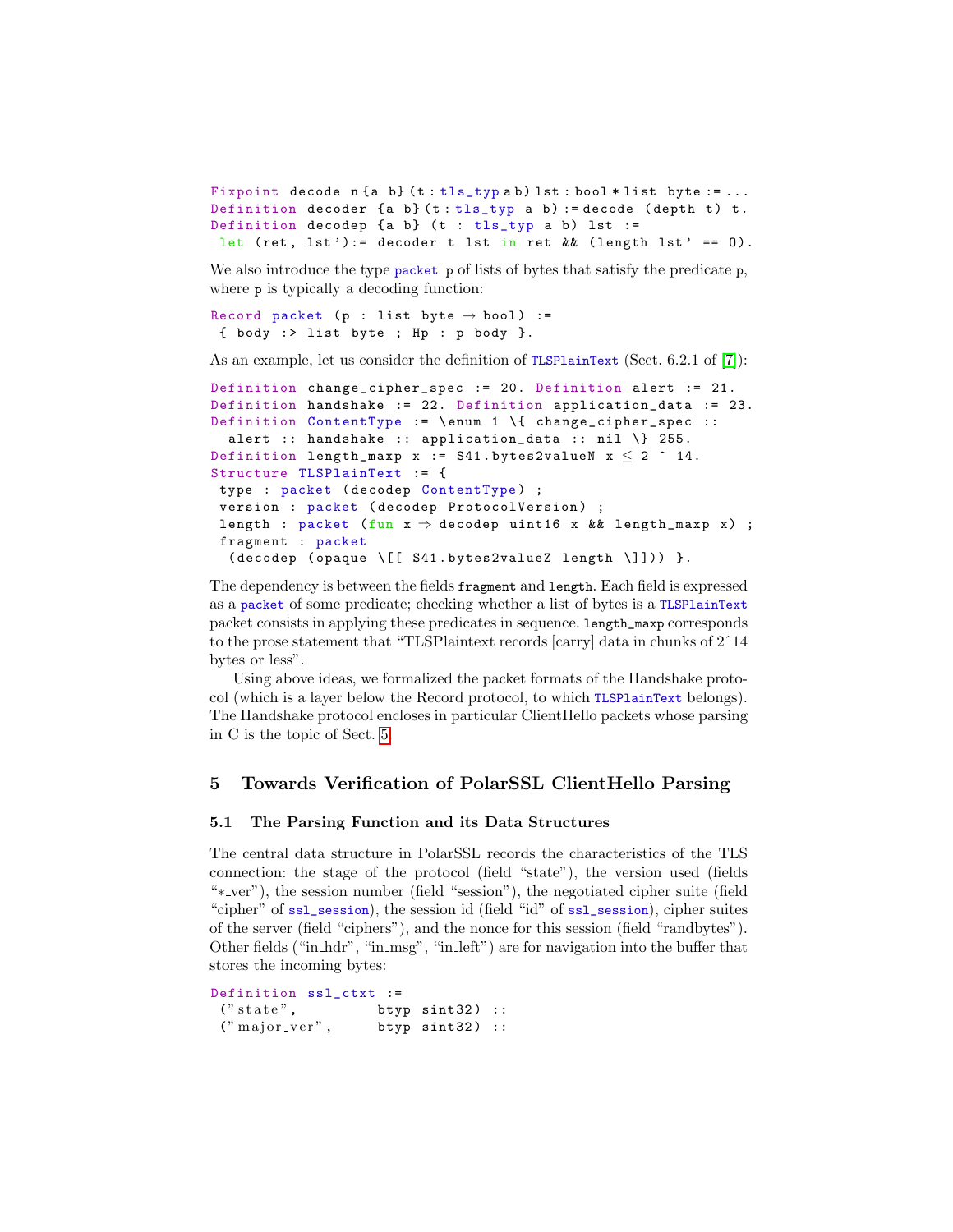```
Fixpoint decode n{a b}(t:tls_typ a b) lst : bool * list byte := ...
Definition decoder {a b}(t:tls_typ a b) := decode (depth t) t.
Definition decodep {a b} (t : tls_typ a b) lst :=
 let (ret, lst'):= decoder t lst in ret && (length lst' == 0).
```

We also introduce the type `packet p` of lists of bytes that satisfy the predicate `p`, where `p` is typically a decoding function:

```
Record packet (p : list byte → bool) :=
 { body :> list byte ; Hp : p body }.
```

As an example, let us consider the definition of `TLSPlainText` (Sect. 6.2.1 of [7]):

```
Definition change_cipher_spec := 20. Definition alert := 21.
Definition handshake := 22. Definition application_data := 23.
Definition ContentType := \enum 1 \{ change_cipher_spec ::
  alert :: handshake :: application_data :: nil \} 255.
Definition length_maxp x := S41.bytes2valueN x ≤ 2 ^ 14.
Structure TLSPlainText := {
 type : packet (decodep ContentType) ;
 version : packet (decodep ProtocolVersion) ;
 length : packet (fun x ⇒ decodep uint16 x && length_maxp x) ;
 fragment : packet
  (decodep (opaque \[[ S41.bytes2valueZ length \]])) }.
```

The dependency is between the fields `fragment` and `length`. Each field is expressed as a `packet` of some predicate; checking whether a list of bytes is a `TLSPlainText` packet consists in applying these predicates in sequence. `length_maxp` corresponds to the prose statement that "TLSPlaintext records [carry] data in chunks of 2ˆ14 bytes or less".

Using above ideas, we formalized the packet formats of the Handshake protocol (which is a layer below the Record protocol, to which `TLSPlainText` belongs). The Handshake protocol encloses in particular ClientHello packets whose parsing in C is the topic of Sect. 5.

## 5 Towards Verification of PolarSSL ClientHello Parsing

### 5.1 The Parsing Function and its Data Structures

The central data structure in PolarSSL records the characteristics of the TLS connection: the stage of the protocol (field "state"), the version used (fields "*_ver"), the session number (field "session"), the negotiated cipher suite (field "cipher" of `ssl_session`), the session id (field "id" of `ssl_session`), cipher suites of the server (field "ciphers"), and the nonce for this session (field "randbytes"). Other fields ("in_hdr", "in_msg", "in_left") are for navigation into the buffer that stores the incoming bytes:

```
Definition ssl_ctxt :=
 ("state",        btyp sint32) ::
 ("major_ver",    btyp sint32) ::
```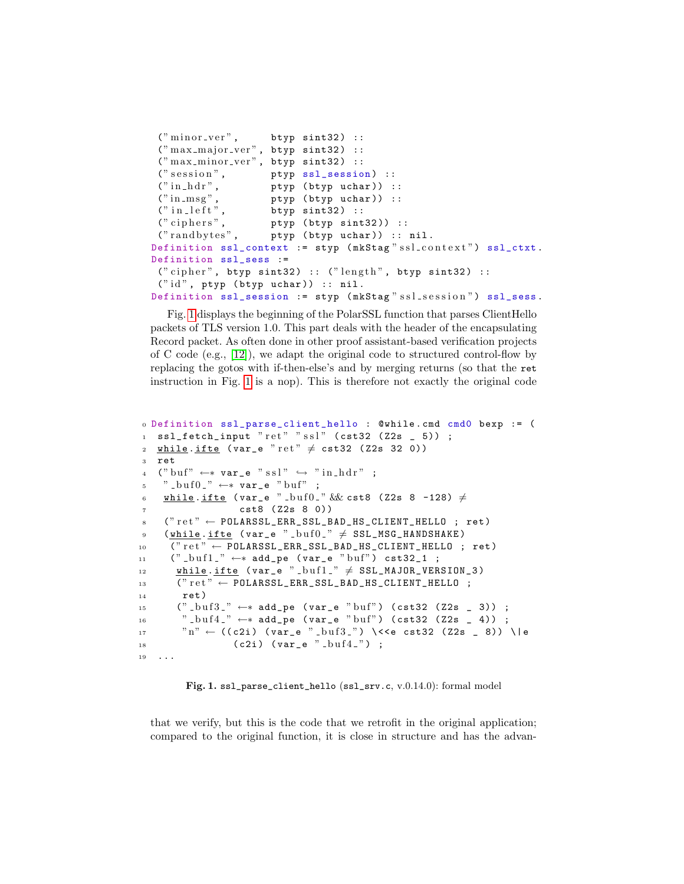```
 ("minor_ver",      btyp sint32) ::
 ("max_major_ver", btyp sint32) ::
 ("max_minor_ver", btyp sint32) ::
 ("session",        ptyp ssl_session) ::
 ("in_hdr",         ptyp (btyp uchar)) ::
 ("in_msg",         ptyp (btyp uchar)) ::
 ("in_left",        btyp sint32) ::
 ("ciphers",        ptyp (btyp sint32)) ::
 ("randbytes",      ptyp (btyp uchar)) :: nil.
Definition ssl_context := styp (mkStag "ssl_context") ssl_ctxt.
Definition ssl_sess :=
 ("cipher", btyp sint32) :: ("length", btyp sint32) ::
 ("id", ptyp (btyp uchar)) :: nil.
Definition ssl_session := styp (mkStag "ssl_session") ssl_sess.
```

Fig. 1 displays the beginning of the PolarSSL function that parses ClientHello packets of TLS version 1.0. This part deals with the header of the encapsulating Record packet. As often done in other proof assistant-based verification projects of C code (e.g., [12]), we adapt the original code to structured control-flow by replacing the gotos with if-then-else's and by merging returns (so that the `ret` instruction in Fig. 1 is a nop). This is therefore not exactly the original code

```
0  Definition ssl_parse_client_hello : @while.cmd cmd0 bexp := (
1   ssl_fetch_input "ret" "ssl" (cst32 (Z2s _ 5)) ;
2   while.ifte (var_e "ret" ≠ cst32 (Z2s 32 0))
3   ret
4   ("buf" ←* var_e "ssl" ↪ "in_hdr" ;
5    "_buf0_" ←* var_e "buf" ;
6    while.ifte (var_e "_buf0_" && cst8 (Z2s 8 -128) ≠
7                 cst8 (Z2s 8 0))
8    ("ret" ← POLARSSL_ERR_SSL_BAD_HS_CLIENT_HELLO ; ret)
9    (while.ifte (var_e "_buf0_" ≠ SSL_MSG_HANDSHAKE)
10    ("ret" ← POLARSSL_ERR_SSL_BAD_HS_CLIENT_HELLO ; ret)
11    ("_buf1_" ←* add_pe (var_e "buf") cst32_1 ;
12     while.ifte (var_e "_buf1_" ≠ SSL_MAJOR_VERSION_3)
13     ("ret" ← POLARSSL_ERR_SSL_BAD_HS_CLIENT_HELLO ;
14      ret)
15     ("_buf3_" ←* add_pe (var_e "buf") (cst32 (Z2s _ 3)) ;
16      "_buf4_" ←* add_pe (var_e "buf") (cst32 (Z2s _ 4)) ;
17      "n" ← ((c2i) (var_e "_buf3_") \<<e cst32 (Z2s _ 8)) \|e
18               (c2i) (var_e "_buf4_") ;
19  ...
```

**Fig. 1.** `ssl_parse_client_hello` (`ssl_srv.c`, v.0.14.0): formal model

that we verify, but this is the code that we retrofit in the original application; compared to the original function, it is close in structure and has the advan-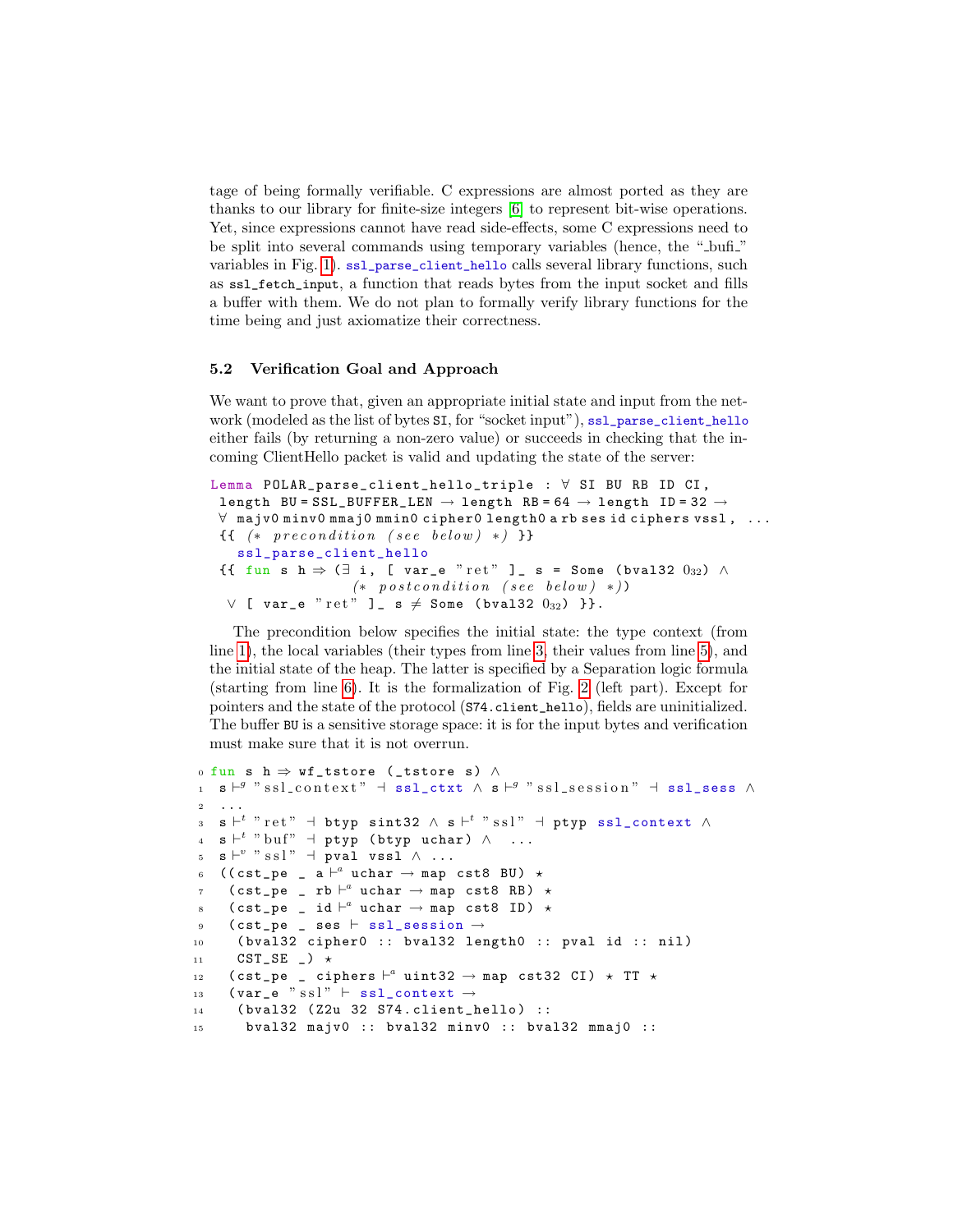tage of being formally verifiable. C expressions are almost ported as they are thanks to our library for finite-size integers [6] to represent bit-wise operations. Yet, since expressions cannot have read side-effects, some C expressions need to be split into several commands using temporary variables (hence, the "_bufi_" variables in Fig. 1). ssl_parse_client_hello calls several library functions, such as ssl_fetch_input, a function that reads bytes from the input socket and fills a buffer with them. We do not plan to formally verify library functions for the time being and just axiomatize their correctness.

### 5.2 Verification Goal and Approach

We want to prove that, given an appropriate initial state and input from the network (modeled as the list of bytes SI, for "socket input"), ssl_parse_client_hello either fails (by returning a non-zero value) or succeeds in checking that the incoming ClientHello packet is valid and updating the state of the server:

```
Lemma POLAR_parse_client_hello_triple : ∀ SI BU RB ID CI,
 length BU = SSL_BUFFER_LEN → length RB = 64 → length ID = 32 →
 ∀ majv0 minv0 mmaj0 mmin0 cipher0 length0 a rb ses id ciphers vssl, ...
 {{ (* precondition (see below) *) }}
   ssl_parse_client_hello
 {{ fun s h ⇒ (∃ i, [ var_e "ret" ]_ s = Some (bval32 0₃₂) ∧
                (* postcondition (see below) *))
  ∨ [ var_e "ret" ]_ s ≠ Some (bval32 0₃₂) }}.
```

The precondition below specifies the initial state: the type context (from line 1), the local variables (their types from line 3, their values from line 5), and the initial state of the heap. The latter is specified by a Separation logic formula (starting from line 6). It is the formalization of Fig. 2 (left part). Except for pointers and the state of the protocol (S74.client_hello), fields are uninitialized. The buffer BU is a sensitive storage space: it is for the input bytes and verification must make sure that it is not overrun.

```
0  fun s h ⇒ wf_tstore (_tstore s) ∧
1   s ⊢g "ssl_context" ⊣ ssl_ctxt ∧ s ⊢g "ssl_session" ⊣ ssl_sess ∧
2   ...
3   s ⊢t "ret" ⊣ btyp sint32 ∧ s ⊢t "ssl" ⊣ ptyp ssl_context ∧
4   s ⊢t "buf" ⊣ ptyp (btyp uchar) ∧  ...
5   s ⊢v "ssl" ⊣ pval vssl ∧ ...
6   ((cst_pe _ a ⊢a uchar → map cst8 BU) ⋆
7    (cst_pe _ rb ⊢a uchar → map cst8 RB) ⋆
8    (cst_pe _ id ⊢a uchar → map cst8 ID) ⋆
9    (cst_pe _ ses ⊢ ssl_session →
10     (bval32 cipher0 :: bval32 length0 :: pval id :: nil)
11     CST_SE _) ⋆
12    (cst_pe _ ciphers ⊢a uint32 → map cst32 CI) ⋆ TT ⋆
13    (var_e "ssl" ⊢ ssl_context →
14     (bval32 (Z2u 32 S74.client_hello) ::
15      bval32 majv0 :: bval32 minv0 :: bval32 mmaj0 ::
```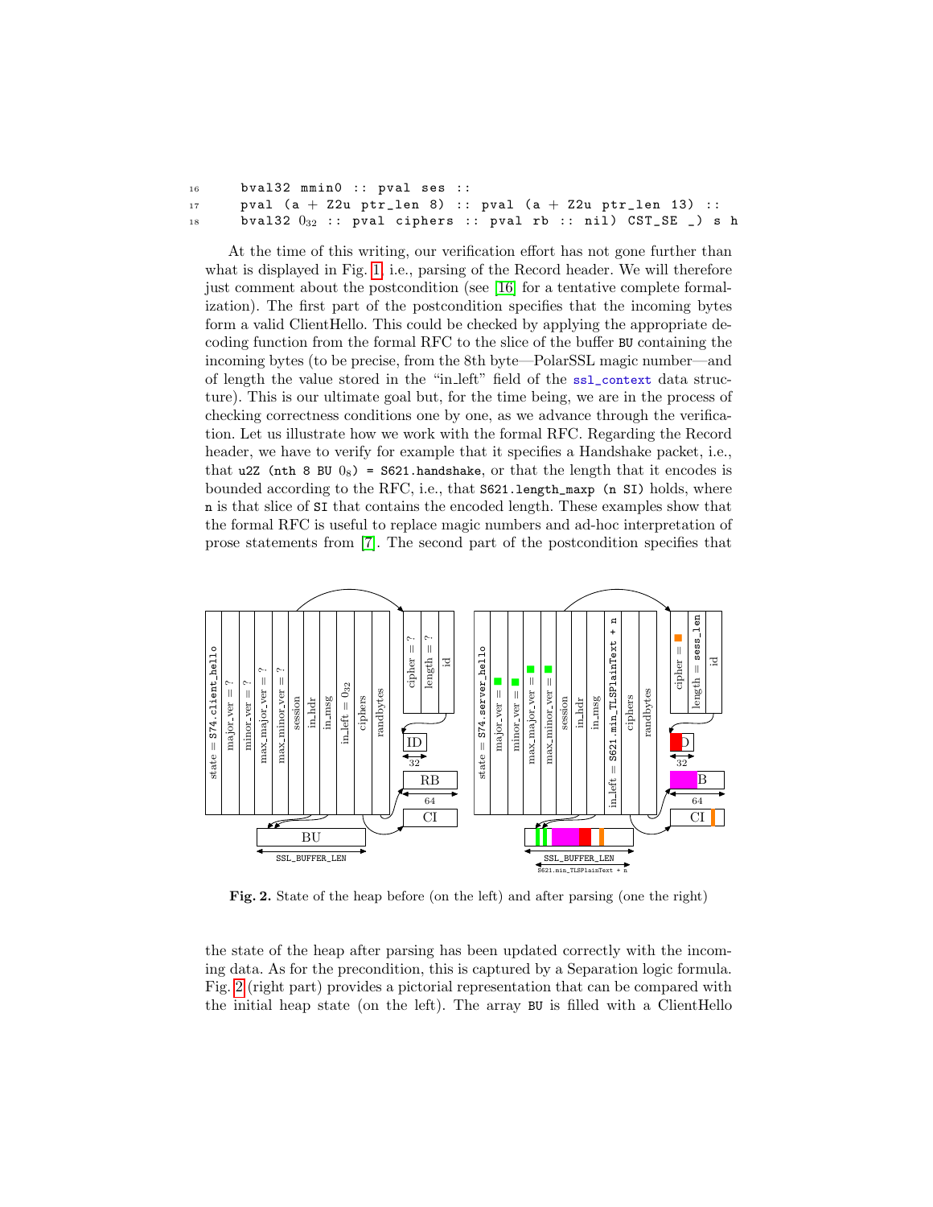```
16      bval32 mmin0 :: pval ses ::
17      pval (a + Z2u ptr_len 8) :: pval (a + Z2u ptr_len 13) ::
18      bval32 0_32 :: pval ciphers :: pval rb :: nil) CST_SE _) s h
```

At the time of this writing, our verification effort has not gone further than what is displayed in Fig. 1, i.e., parsing of the Record header. We will therefore just comment about the postcondition (see [16] for a tentative complete formalization). The first part of the postcondition specifies that the incoming bytes form a valid ClientHello. This could be checked by applying the appropriate decoding function from the formal RFC to the slice of the buffer `BU` containing the incoming bytes (to be precise, from the 8th byte—PolarSSL magic number—and of length the value stored in the "in_left" field of the `ssl_context` data structure). This is our ultimate goal but, for the time being, we are in the process of checking correctness conditions one by one, as we advance through the verification. Let us illustrate how we work with the formal RFC. Regarding the Record header, we have to verify for example that it specifies a Handshake packet, i.e., that `u2Z (nth 8 BU` $0_8$`) = S621.handshake`, or that the length that it encodes is bounded according to the RFC, i.e., that `S621.length_maxp (n SI)` holds, where `n` is that slice of `SI` that contains the encoded length. These examples show that the formal RFC is useful to replace magic numbers and ad-hoc interpretation of prose statements from [7]. The second part of the postcondition specifies that

**Fig. 2.** State of the heap before (on the left) and after parsing (one the right)

the state of the heap after parsing has been updated correctly with the incoming data. As for the precondition, this is captured by a Separation logic formula. Fig. 2 (right part) provides a pictorial representation that can be compared with the initial heap state (on the left). The array `BU` is filled with a ClientHello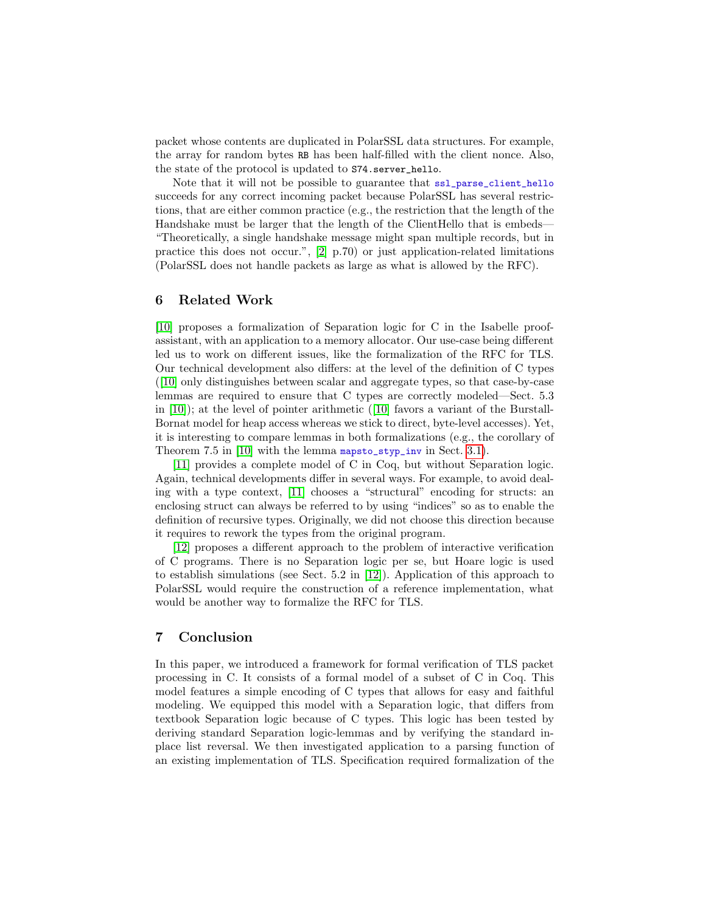packet whose contents are duplicated in PolarSSL data structures. For example, the array for random bytes `RB` has been half-filled with the client nonce. Also, the state of the protocol is updated to `S74.server_hello`.

Note that it will not be possible to guarantee that `ssl_parse_client_hello` succeeds for any correct incoming packet because PolarSSL has several restrictions, that are either common practice (e.g., the restriction that the length of the Handshake must be larger that the length of the ClientHello that is embeds—"Theoretically, a single handshake message might span multiple records, but in practice this does not occur.", [2] p.70) or just application-related limitations (PolarSSL does not handle packets as large as what is allowed by the RFC).

## 6 Related Work

[10] proposes a formalization of Separation logic for C in the Isabelle proof-assistant, with an application to a memory allocator. Our use-case being different led us to work on different issues, like the formalization of the RFC for TLS. Our technical development also differs: at the level of the definition of C types ([10] only distinguishes between scalar and aggregate types, so that case-by-case lemmas are required to ensure that C types are correctly modeled—Sect. 5.3 in [10]); at the level of pointer arithmetic ([10] favors a variant of the Burstall-Bornat model for heap access whereas we stick to direct, byte-level accesses). Yet, it is interesting to compare lemmas in both formalizations (e.g., the corollary of Theorem 7.5 in [10] with the lemma `mapsto_styp_inv` in Sect. 3.1).

[11] provides a complete model of C in Coq, but without Separation logic. Again, technical developments differ in several ways. For example, to avoid dealing with a type context, [11] chooses a "structural" encoding for structs: an enclosing struct can always be referred to by using "indices" so as to enable the definition of recursive types. Originally, we did not choose this direction because it requires to rework the types from the original program.

[12] proposes a different approach to the problem of interactive verification of C programs. There is no Separation logic per se, but Hoare logic is used to establish simulations (see Sect. 5.2 in [12]). Application of this approach to PolarSSL would require the construction of a reference implementation, what would be another way to formalize the RFC for TLS.

## 7 Conclusion

In this paper, we introduced a framework for formal verification of TLS packet processing in C. It consists of a formal model of a subset of C in Coq. This model features a simple encoding of C types that allows for easy and faithful modeling. We equipped this model with a Separation logic, that differs from textbook Separation logic because of C types. This logic has been tested by deriving standard Separation logic-lemmas and by verifying the standard in-place list reversal. We then investigated application to a parsing function of an existing implementation of TLS. Specification required formalization of the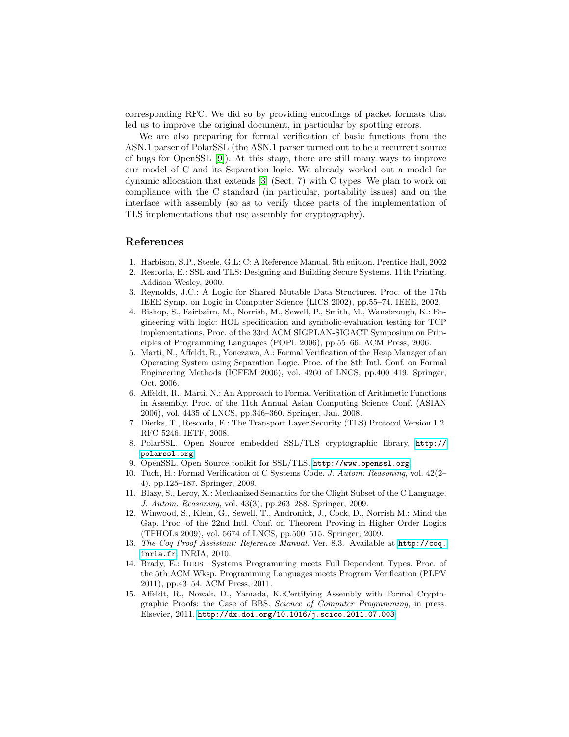corresponding RFC. We did so by providing encodings of packet formats that led us to improve the original document, in particular by spotting errors.

We are also preparing for formal verification of basic functions from the ASN.1 parser of PolarSSL (the ASN.1 parser turned out to be a recurrent source of bugs for OpenSSL [9]). At this stage, there are still many ways to improve our model of C and its Separation logic. We already worked out a model for dynamic allocation that extends [3] (Sect. 7) with C types. We plan to work on compliance with the C standard (in particular, portability issues) and on the interface with assembly (so as to verify those parts of the implementation of TLS implementations that use assembly for cryptography).

## References

1. Harbison, S.P., Steele, G.L: C: A Reference Manual. 5th edition. Prentice Hall, 2002
2. Rescorla, E.: SSL and TLS: Designing and Building Secure Systems. 11th Printing. Addison Wesley, 2000.
3. Reynolds, J.C.: A Logic for Shared Mutable Data Structures. Proc. of the 17th IEEE Symp. on Logic in Computer Science (LICS 2002), pp.55–74. IEEE, 2002.
4. Bishop, S., Fairbairn, M., Norrish, M., Sewell, P., Smith, M., Wansbrough, K.: Engineering with logic: HOL specification and symbolic-evaluation testing for TCP implementations. Proc. of the 33rd ACM SIGPLAN-SIGACT Symposium on Principles of Programming Languages (POPL 2006), pp.55–66. ACM Press, 2006.
5. Marti, N., Affeldt, R., Yonezawa, A.: Formal Verification of the Heap Manager of an Operating System using Separation Logic. Proc. of the 8th Intl. Conf. on Formal Engineering Methods (ICFEM 2006), vol. 4260 of LNCS, pp.400–419. Springer, Oct. 2006.
6. Affeldt, R., Marti, N.: An Approach to Formal Verification of Arithmetic Functions in Assembly. Proc. of the 11th Annual Asian Computing Science Conf. (ASIAN 2006), vol. 4435 of LNCS, pp.346–360. Springer, Jan. 2008.
7. Dierks, T., Rescorla, E.: The Transport Layer Security (TLS) Protocol Version 1.2. RFC 5246. IETF, 2008.
8. PolarSSL. Open Source embedded SSL/TLS cryptographic library. `http://polarssl.org`
9. OpenSSL. Open Source toolkit for SSL/TLS. `http://www.openssl.org`
10. Tuch, H.: Formal Verification of C Systems Code. *J. Autom. Reasoning*, vol. 42(2–4), pp.125–187. Springer, 2009.
11. Blazy, S., Leroy, X.: Mechanized Semantics for the Clight Subset of the C Language. *J. Autom. Reasoning*, vol. 43(3), pp.263–288. Springer, 2009.
12. Winwood, S., Klein, G., Sewell, T., Andronick, J., Cock, D., Norrish M.: Mind the Gap. Proc. of the 22nd Intl. Conf. on Theorem Proving in Higher Order Logics (TPHOLs 2009), vol. 5674 of LNCS, pp.500–515. Springer, 2009.
13. *The Coq Proof Assistant: Reference Manual.* Ver. 8.3. Available at `http://coq.inria.fr`. INRIA, 2010.
14. Brady, E.: Idris—Systems Programming meets Full Dependent Types. Proc. of the 5th ACM Wksp. Programming Languages meets Program Verification (PLPV 2011), pp.43–54. ACM Press, 2011.
15. Affeldt, R., Nowak. D., Yamada, K.:Certifying Assembly with Formal Cryptographic Proofs: the Case of BBS. *Science of Computer Programming*, in press. Elsevier, 2011. `http://dx.doi.org/10.1016/j.scico.2011.07.003`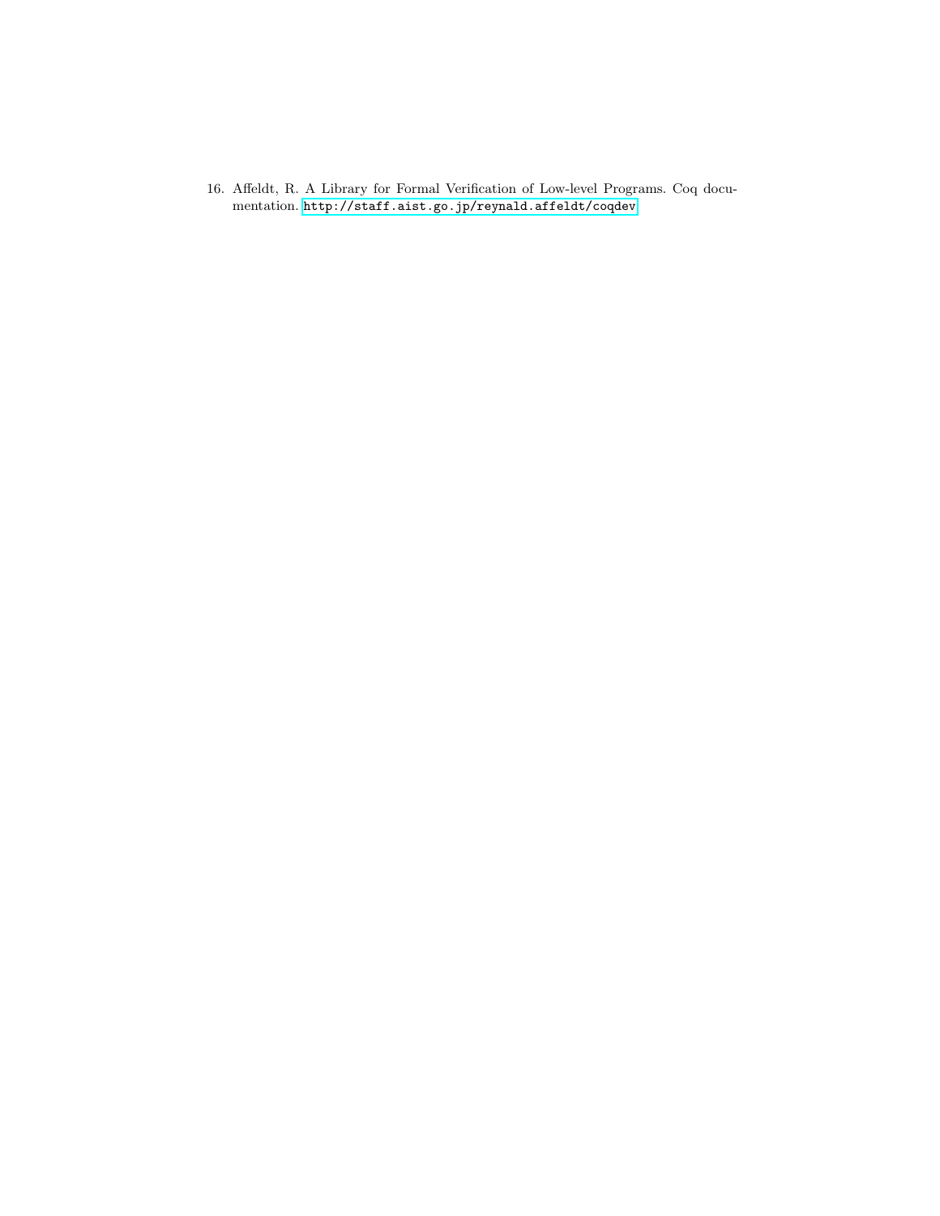16. Affeldt, R. A Library for Formal Verification of Low-level Programs. Coq documentation. http://staff.aist.go.jp/reynald.affeldt/coqdev